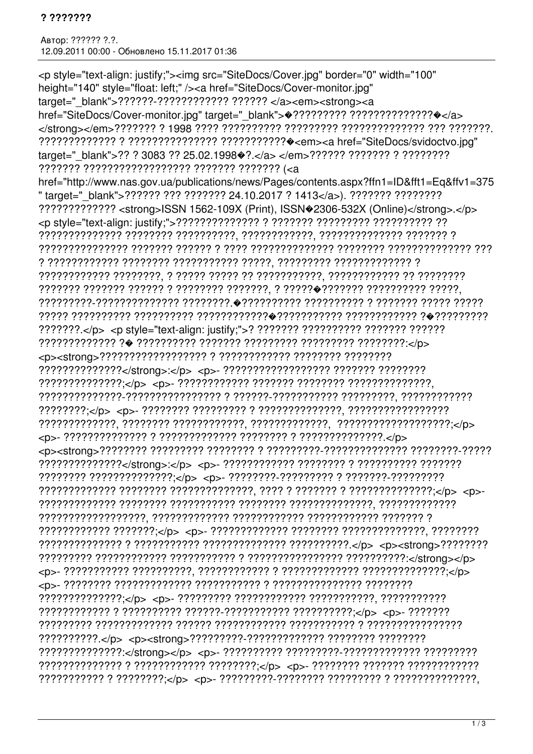<p style="text-align: justify;"><img src="SiteDocs/Cover.jpg" border="0" width="100" height="140" style="float: left;" /><a href="SiteDocs/Cover-monitor.jpg" target="_blank">??????-???????????? ?????? </a><em><strong><a href="SiteDocs/Cover-monitor.jpg" target="_blank">�????????? ??????????????�</a></strong></em>??????? ? 1998 ???? ?????????? ????????? ?????????????? ??? ???????. ????????????? ? ??????????????? ???????????�<em><a href="SiteDocs/svidoctvo.jpg" target="_blank">?? ? 3083 ?? 25.02.1998�?.</a> </em>?????? ??????? ? ???????? ??????? ?????????????????? ??????? ??????? (<a href="http://www.nas.gov.ua/publications/news/Pages/contents.aspx?ffn1=ID&fft1=Eq&ffv1=375" target="_blank">?????? ??? ??????? 24.10.2017 ? 1413</a>). ??????? ???????? ????????????? <strong>ISSN 1562-109X (Print), ISSN�2306-532X (Online)</strong>.</p> <p style="text-align: justify;">?????????????? ? ??????? ????????? ?????????? ?? ?????????????? ???????? ??????????, ????????????, ?????????????? ??????? ? ???????????????? ??????? ?????? ? ???? ?????????????? ???????? ?????????????? ??? ? ???????????? ???????? ??????????? ?????, ????????? ????????????? ? ???????????? ????????, ? ????? ????? ?? ???????????, ???????????? ?? ???????? ??????? ??????? ?????? ? ???????? ???????, ? ?????�??????? ?????????? ?????, ?????????-?????????????? ????????.�?????????? ?????????? ? ??????? ????? ????? ????? ?????????? ?????????? ????????????�??????????? ???????????? ?�????????? ???????.</p> <p style="text-align: justify;">? ??????? ?????????? ??????? ?????? ????????????? ?� ?????????? ??????? ????????? ????????? ????????:</p> <p><strong>?????????????????? ? ???????????? ???????? ???????? ??????????????</strong>:</p> <p>- ?????????????????? ??????? ???????? ??????????????;</p> <p>- ???????????? ??????? ???????? ??????????????, ??????????????-???????????????? ? ??????-??????????? ?????????, ???????????? ????????;</p> <p>- ???????? ????????? ? ??????????????, ????????????????? ?????????????, ???????? ????????????, ?????????????, ??????????????????;</p> <p>- ?????????????? ? ????????????? ???????? ? ??????????????.</p> <p><strong>???????? ????????? ???????? ? ?????????-?????????????? ????????-????? ??????????????</strong>:</p> <p>- ???????????? ???????? ? ?????????? ??????? ???????? ??????????????;</p> <p>- ????????-????????? ? ???????-????????? ????????????? ???????? ??????????????, ???? ? ??????? ? ??????????????;</p> <p>- ????????????? ???????? ??????????? ???????? ??????????????, ????????????? ??????????????????, ????????????? ??????????? ???????????? ??????? ? ???????????? ???????;</p> <p>- ????????????? ???????? ??????????????, ???????? ?????????????? ? ??????????? ?????????????? ??????????.</p> <p><strong>???????? ????????? ???????????? ??????????? ? ??????????????? ??????????:</strong></p> <p>- ??????????? ??????????, ???????????? ? ????????????? ??????????????;</p> <p>- ???????? ???????????? ??????????? ? ??????????????? ???????? ??????????????;</p> <p>- ????????? ??????????? ???????????, ??????????? ???????????? ? ?????????? ??????-??????????? ??????????;</p> <p>- ??????? ????????? ???????????? ?????? ??????????? ??????????? ? ???????????????? ??????????.</p> <p><strong>?????????-????????????? ???????? ???????? ??????????????:</strong></p> <p>- ?????????? ?????????-????????????? ????????? ?????????????? ? ???????????? ????????;</p> <p>- ???????? ??????? ???????????? ??????????? ? ????????;</p> <p>- ?????????-???????? ????????? ? ??????????????,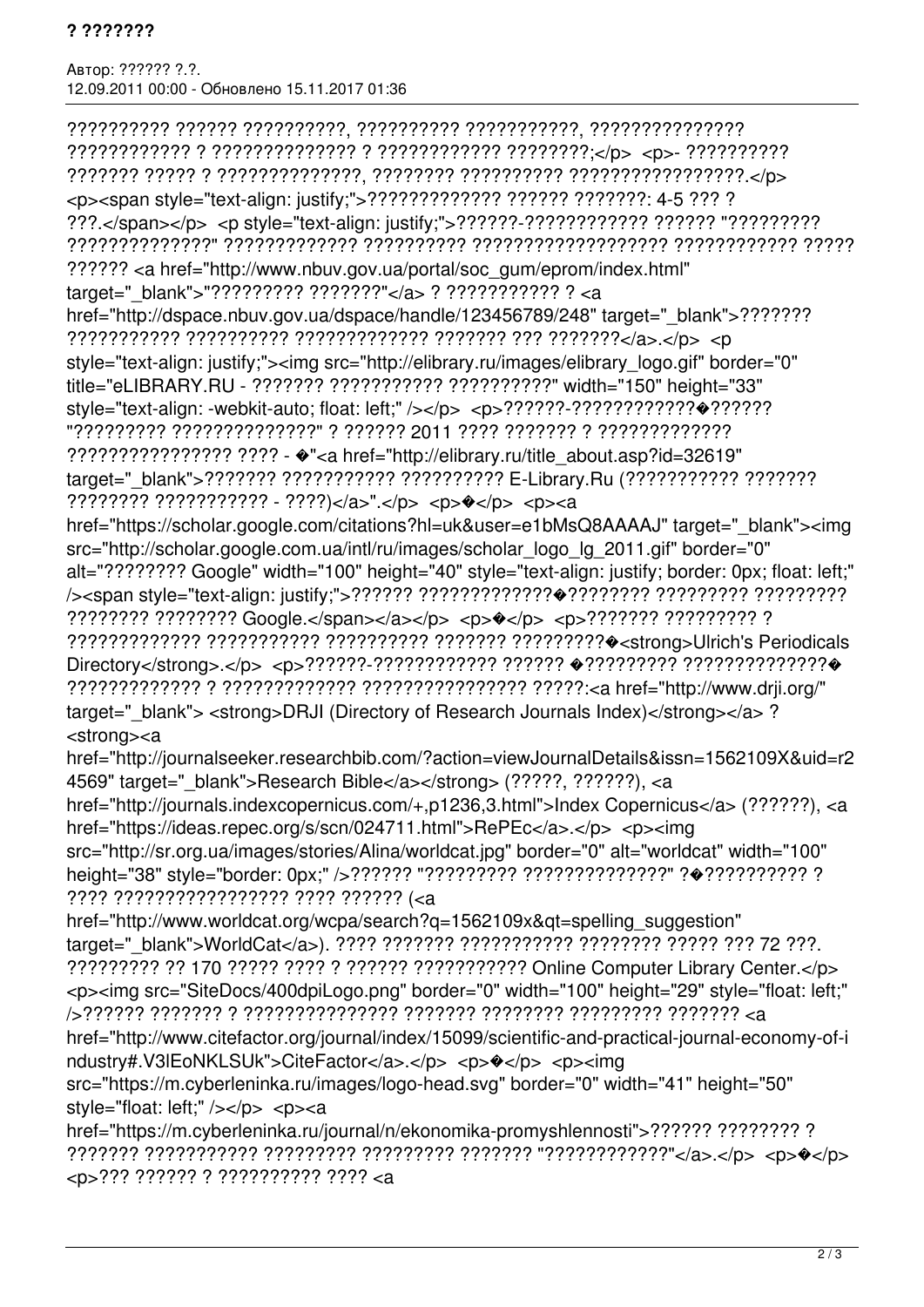?????????? ?????? ??????????, ?????????? ???????????, ???????????????
???????????? ? ?????????????? ? ???????????? ????????;</p> <p>- ??????????
??????? ????? ? ??????????????, ???????? ?????????? ?????????????????.</p>
<p><span style="text-align: justify;">????????????? ?????? ???????: 4-5 ??? ?
???.</span></p> <p style="text-align: justify;">??????-???????????? ?????? "?????????
??????????????" ????????????? ?????????? ?????????????????? ???????????? ?????
?????? <a href="http://www.nbuv.gov.ua/portal/soc_gum/eprom/index.html"
target="_blank">"????????? ???????"</a> ? ??????????? ? <a
href="http://dspace.nbuv.gov.ua/dspace/handle/123456789/248" target="_blank">???????
??????????? ?????????? ????????????? ??????? ??? ???????</a>.</p> <p
style="text-align: justify;"><img src="http://elibrary.ru/images/elibrary_logo.gif" border="0"
title="eLIBRARY.RU - ??????? ??????????? ??????????" width="150" height="33"
style="text-align: -webkit-auto; float: left;" /></p> <p>??????-???????????�??????
"????????? ??????????????" ? ?????? 2011 ???? ??????? ? ?????????????
???????????????? ???? - �"<a href="http://elibrary.ru/title_about.asp?id=32619"
target="_blank">??????? ??????????? ?????????? E-Library.Ru (??????????? ???????
???????? ??????????? - ????)</a>".</p> <p>�</p> <p><a
href="https://scholar.google.com/citations?hl=uk&user=e1bMsQ8AAAAJ" target="_blank"><img
src="http://scholar.google.com.ua/intl/ru/images/scholar_logo_lg_2011.gif" border="0"
alt="???????? Google" width="100" height="40" style="text-align: justify; border: 0px; float: left;"
/><span style="text-align: justify;">?????? ?????????????�???????? ????????? ?????????
???????? ???????? Google.</span></a></p> <p>�</p> <p>??????? ????????? ?
????????????? ??????????? ?????????? ??????? ?????????�<strong>Ulrich's Periodicals
Directory</strong>.</p> <p>??????-???????????? ?????? �????????? ??????????????�
????????????? ? ????????????? ???????????????? ?????:<a href="http://www.drji.org/"
target="_blank"> <strong>DRJI (Directory of Research Journals Index)</strong></a> ?
<strong><a
href="http://journalseeker.researchbib.com/?action=viewJournalDetails&issn=1562109X&uid=r24569" target="_blank">Research Bible</a></strong> (?????, ??????), <a
href="http://journals.indexcopernicus.com/+,p1236,3.html">Index Copernicus</a> (??????), <a
href="https://ideas.repec.org/s/scn/024711.html">RePEc</a>.</p> <p><img
src="http://sr.org.ua/images/stories/Alina/worldcat.jpg" border="0" alt="worldcat" width="100"
height="38" style="border: 0px;" />?????? "????????? ??????????????" ?�?????????? ?
???? ???????????????? ???? ?????? (<a
href="http://www.worldcat.org/wcpa/search?q=1562109x&qt=spelling_suggestion"
target="_blank">WorldCat</a>). ???? ??????? ??????????? ???????? ????? ??? 72 ???.
????????? ?? 170 ????? ???? ? ?????? ??????????? Online Computer Library Center.</p>
<p><img src="SiteDocs/400dpiLogo.png" border="0" width="100" height="29" style="float: left;"
/>?????? ??????? ? ?????????????? ??????? ???????? ????????? ??????? <a
href="http://www.citefactor.org/journal/index/15099/scientific-and-practical-journal-economy-of-industry#.V3lEoNKLSUk">CiteFactor</a>.</p> <p>�</p> <p><img
src="https://m.cyberleninka.ru/images/logo-head.svg" border="0" width="41" height="50"
style="float: left;" /></p> <p><a
href="https://m.cyberleninka.ru/journal/n/ekonomika-promyshlennosti">?????? ???????? ?
??????? ??????????? ????????? ????????? ??????? "????????????"</a>.</p> <p>�</p>
<p>??? ?????? ? ?????????? ???? <a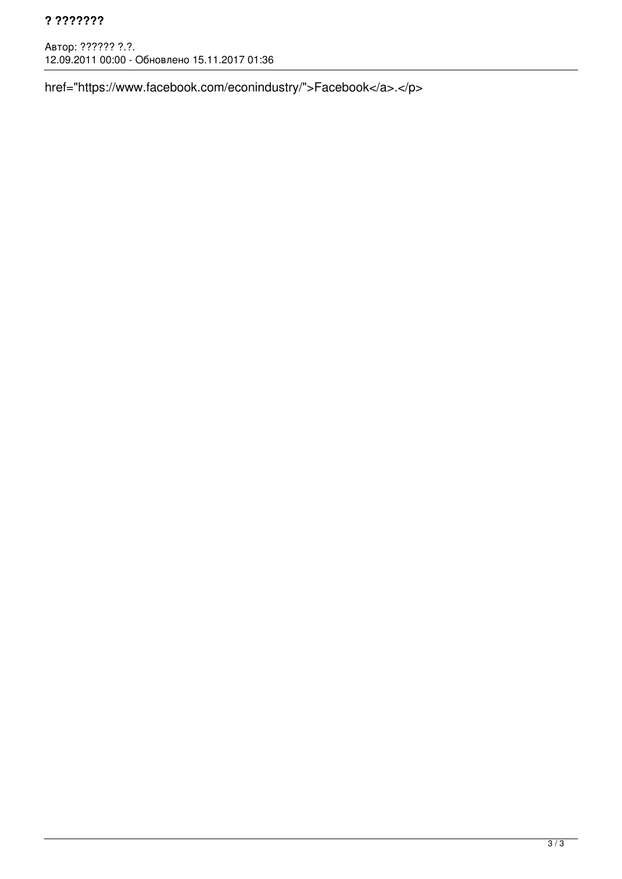href="https://www.facebook.com/econindustry/">Facebook</a>.</p>